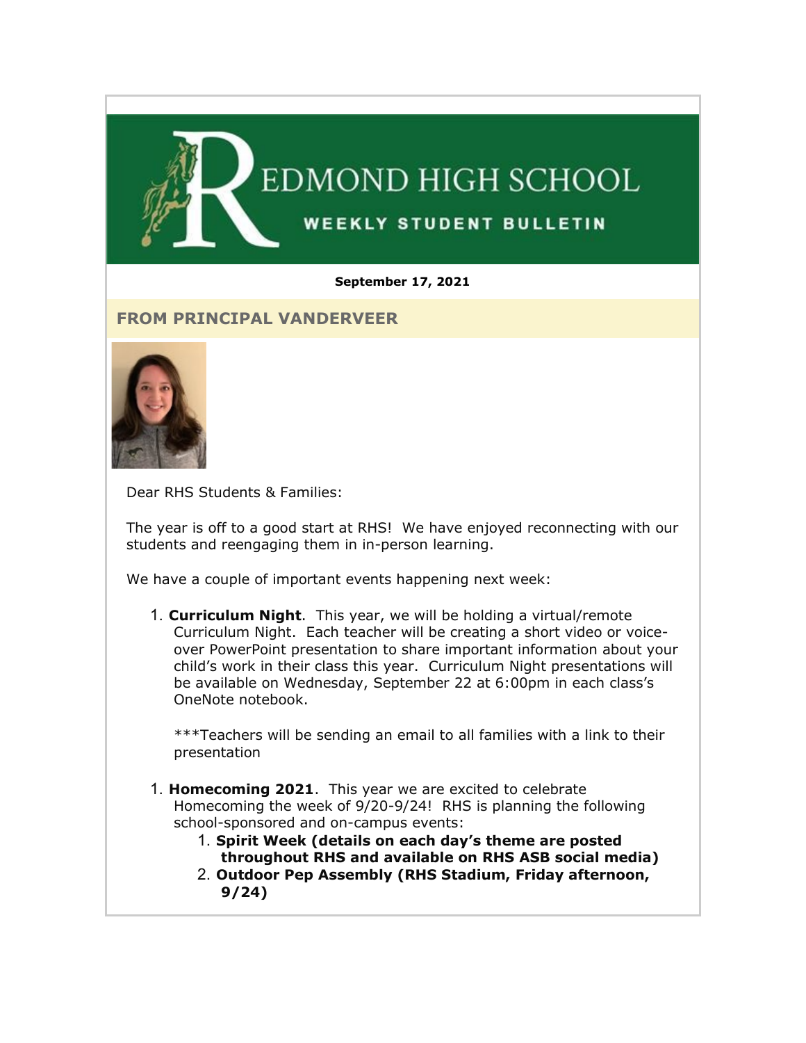# REDMOND HIGH SCHOOL

## WEEKLY STUDENT BULLETIN

**September 17, 2021**

## FROM PRINCIPAL VANDERVEER

Dear RHS Students & Families:

The year is off to a good start at RHS! We have enjoyed reconnecting with our students and reengaging them in in-person learning.

We have a couple of important events happening next week:

1. **Curriculum Night**. This year, we will be holding a virtual/remote Curriculum Night. Each teacher will be creating a short video or voice-over PowerPoint presentation to share important information about your child's work in their class this year. Curriculum Night presentations will be available on Wednesday, September 22 at 6:00pm in each class's OneNote notebook.

   ***Teachers will be sending an email to all families with a link to their presentation

1. **Homecoming 2021**. This year we are excited to celebrate Homecoming the week of 9/20-9/24! RHS is planning the following school-sponsored and on-campus events:
   1. **Spirit Week (details on each day's theme are posted throughout RHS and available on RHS ASB social media)**
   2. **Outdoor Pep Assembly (RHS Stadium, Friday afternoon, 9/24)**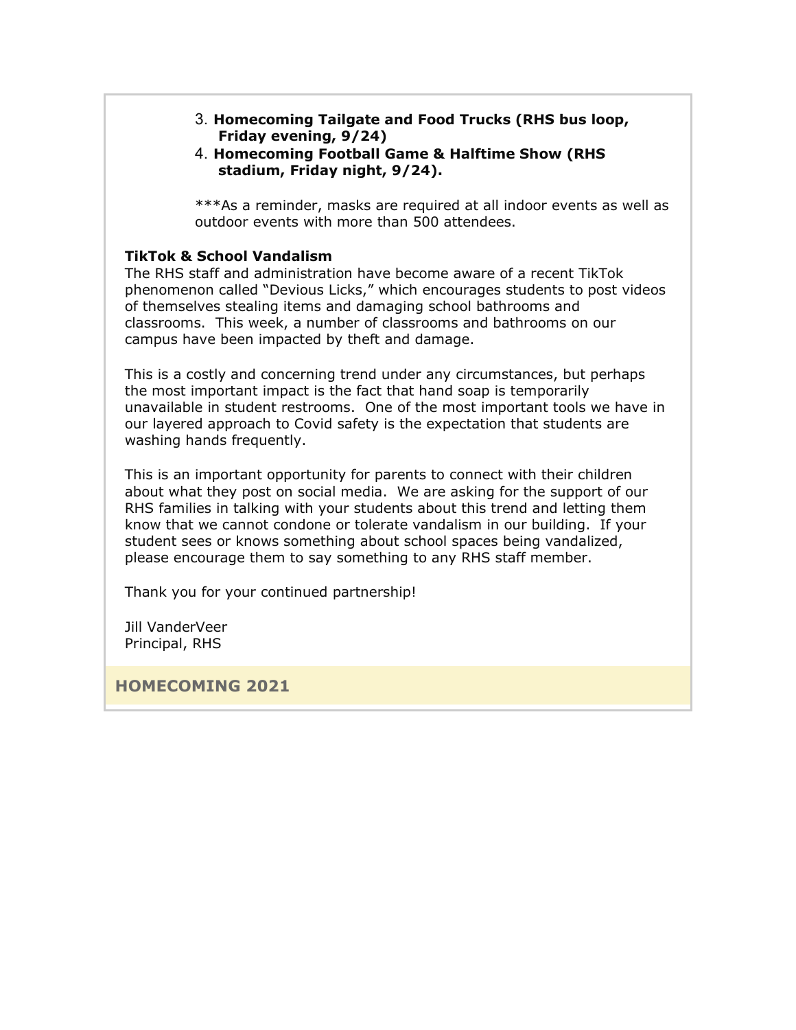3. **Homecoming Tailgate and Food Trucks (RHS bus loop, Friday evening, 9/24)**
4. **Homecoming Football Game & Halftime Show (RHS stadium, Friday night, 9/24).**

***As a reminder, masks are required at all indoor events as well as outdoor events with more than 500 attendees.

**TikTok & School Vandalism**

The RHS staff and administration have become aware of a recent TikTok phenomenon called "Devious Licks," which encourages students to post videos of themselves stealing items and damaging school bathrooms and classrooms. This week, a number of classrooms and bathrooms on our campus have been impacted by theft and damage.

This is a costly and concerning trend under any circumstances, but perhaps the most important impact is the fact that hand soap is temporarily unavailable in student restrooms. One of the most important tools we have in our layered approach to Covid safety is the expectation that students are washing hands frequently.

This is an important opportunity for parents to connect with their children about what they post on social media. We are asking for the support of our RHS families in talking with your students about this trend and letting them know that we cannot condone or tolerate vandalism in our building. If your student sees or knows something about school spaces being vandalized, please encourage them to say something to any RHS staff member.

Thank you for your continued partnership!

Jill VanderVeer
Principal, RHS

## HOMECOMING 2021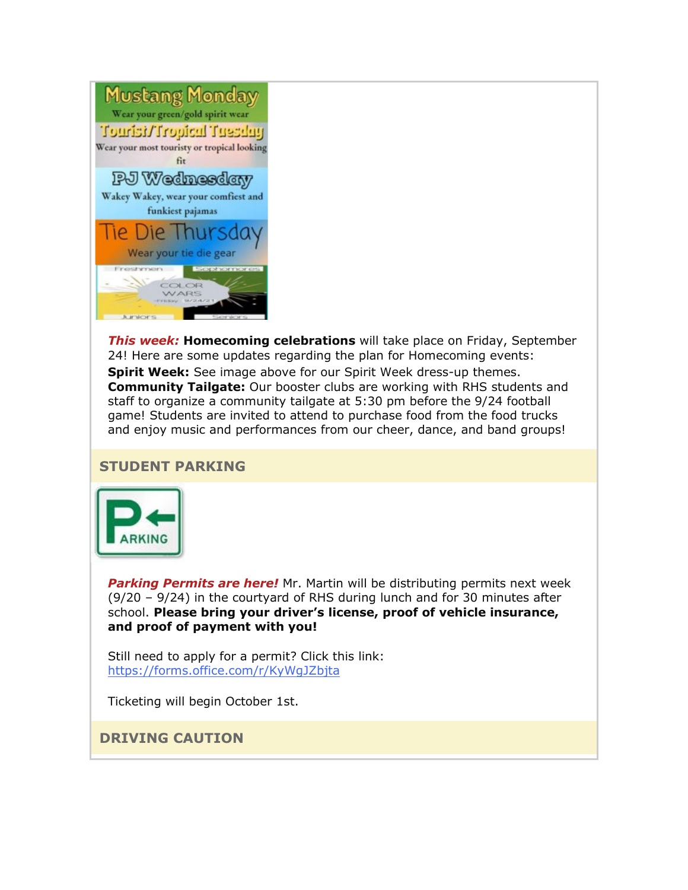Mustang Monday
Wear your green/gold spirit wear

Tourist/Tropical Tuesday
Wear your most touristy or tropical looking fit

PJ Wednesday
Wakey Wakey, wear your comfiest and funkiest pajamas

Tie Die Thursday
Wear your tie die gear

Freshmen | Sophomores
COLOR WARS
Friday 9/24/21
Juniors | Seniors

***This week:*** **Homecoming celebrations** will take place on Friday, September 24! Here are some updates regarding the plan for Homecoming events:

**Spirit Week:** See image above for our Spirit Week dress-up themes.

**Community Tailgate:** Our booster clubs are working with RHS students and staff to organize a community tailgate at 5:30 pm before the 9/24 football game! Students are invited to attend to purchase food from the food trucks and enjoy music and performances from our cheer, dance, and band groups!

## STUDENT PARKING

PARKING

***Parking Permits are here!*** Mr. Martin will be distributing permits next week (9/20 – 9/24) in the courtyard of RHS during lunch and for 30 minutes after school. **Please bring your driver's license, proof of vehicle insurance, and proof of payment with you!**

Still need to apply for a permit? Click this link:
https://forms.office.com/r/KyWgJZbjta

Ticketing will begin October 1st.

## DRIVING CAUTION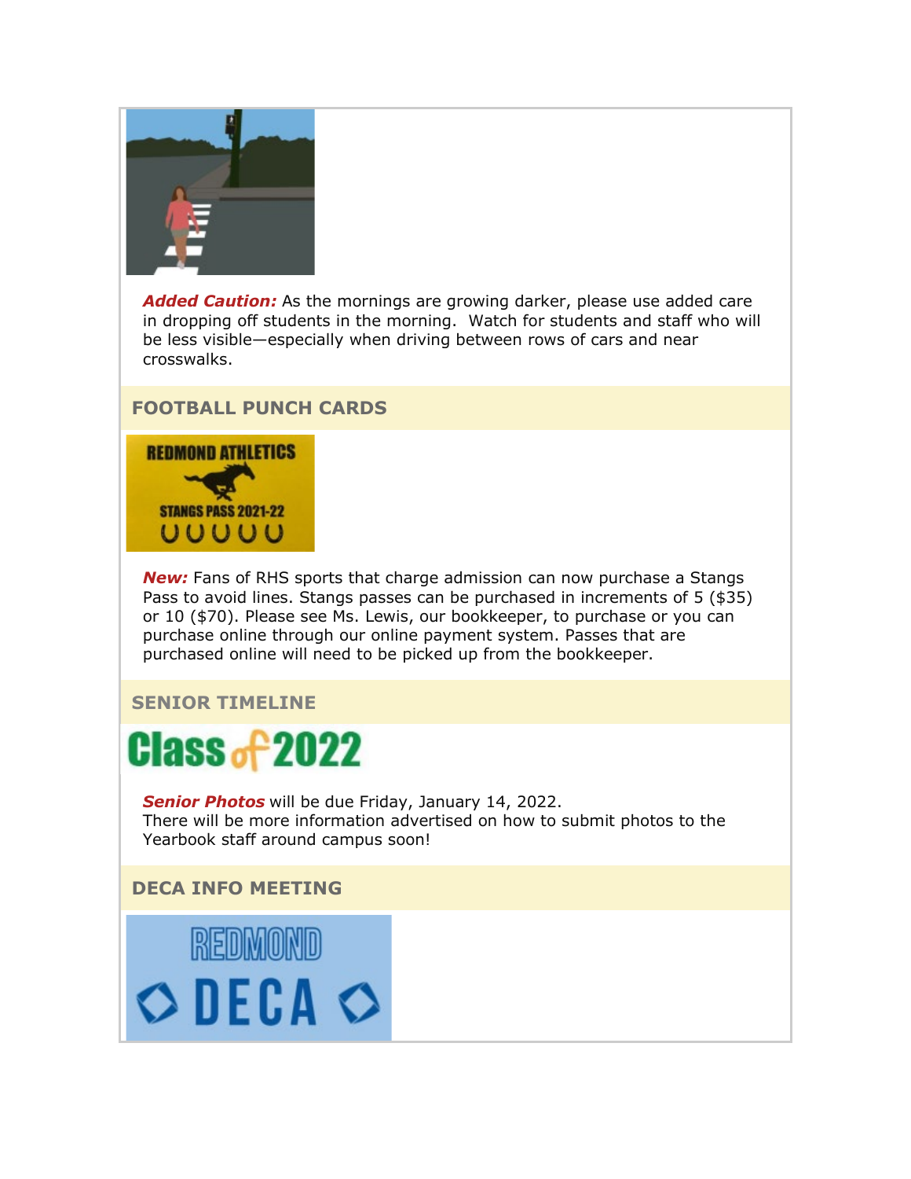***Added Caution:*** As the mornings are growing darker, please use added care in dropping off students in the morning.  Watch for students and staff who will be less visible—especially when driving between rows of cars and near crosswalks.

## FOOTBALL PUNCH CARDS

***New:*** Fans of RHS sports that charge admission can now purchase a Stangs Pass to avoid lines. Stangs passes can be purchased in increments of 5 ($35) or 10 ($70). Please see Ms. Lewis, our bookkeeper, to purchase or you can purchase online through our online payment system. Passes that are purchased online will need to be picked up from the bookkeeper.

## SENIOR TIMELINE

***Senior Photos*** will be due Friday, January 14, 2022.
There will be more information advertised on how to submit photos to the Yearbook staff around campus soon!

## DECA INFO MEETING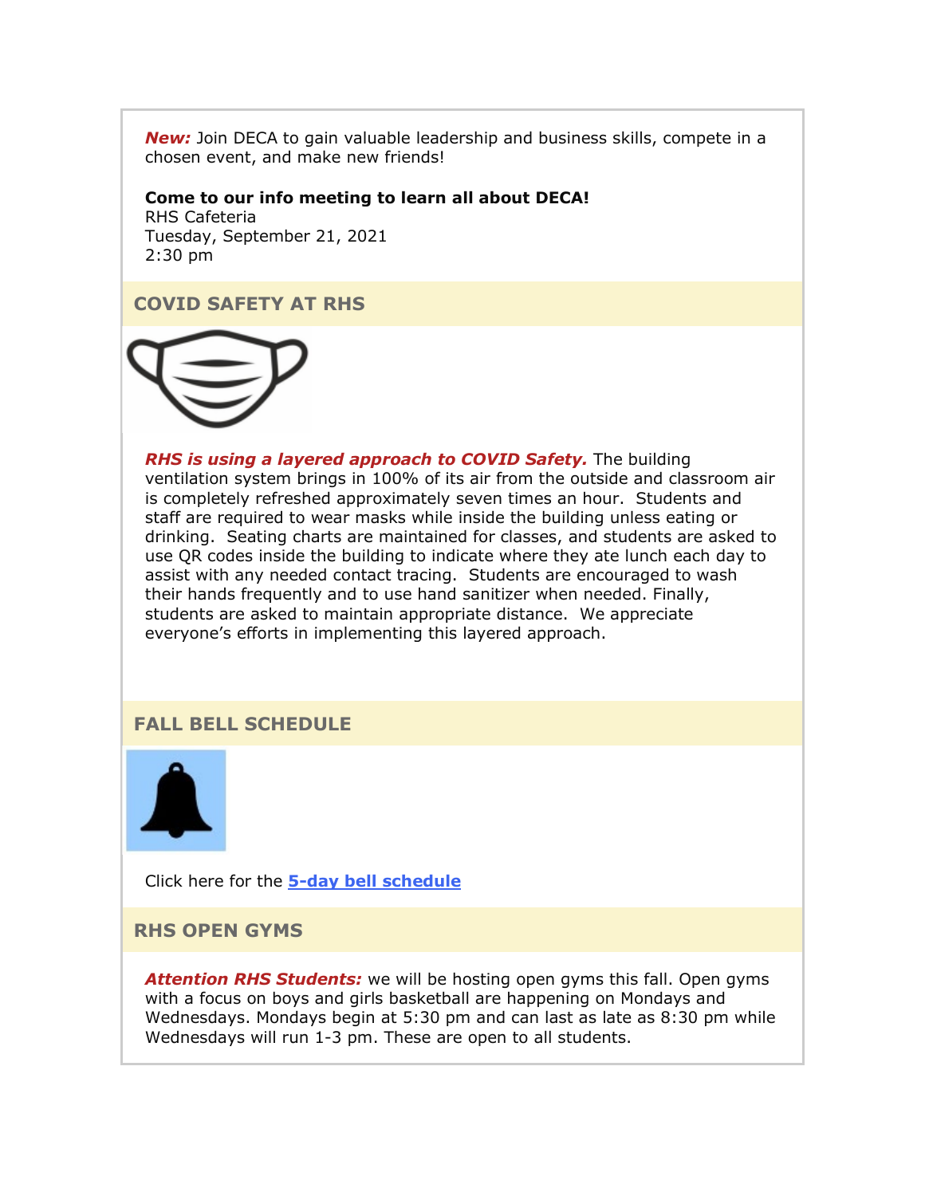***New:*** Join DECA to gain valuable leadership and business skills, compete in a chosen event, and make new friends!

**Come to our info meeting to learn all about DECA!**
RHS Cafeteria
Tuesday, September 21, 2021
2:30 pm

## COVID SAFETY AT RHS

***RHS is using a layered approach to COVID Safety.*** The building ventilation system brings in 100% of its air from the outside and classroom air is completely refreshed approximately seven times an hour. Students and staff are required to wear masks while inside the building unless eating or drinking. Seating charts are maintained for classes, and students are asked to use QR codes inside the building to indicate where they ate lunch each day to assist with any needed contact tracing. Students are encouraged to wash their hands frequently and to use hand sanitizer when needed. Finally, students are asked to maintain appropriate distance. We appreciate everyone's efforts in implementing this layered approach.

## FALL BELL SCHEDULE

Click here for the **5-day bell schedule**

## RHS OPEN GYMS

***Attention RHS Students:*** we will be hosting open gyms this fall. Open gyms with a focus on boys and girls basketball are happening on Mondays and Wednesdays. Mondays begin at 5:30 pm and can last as late as 8:30 pm while Wednesdays will run 1-3 pm. These are open to all students.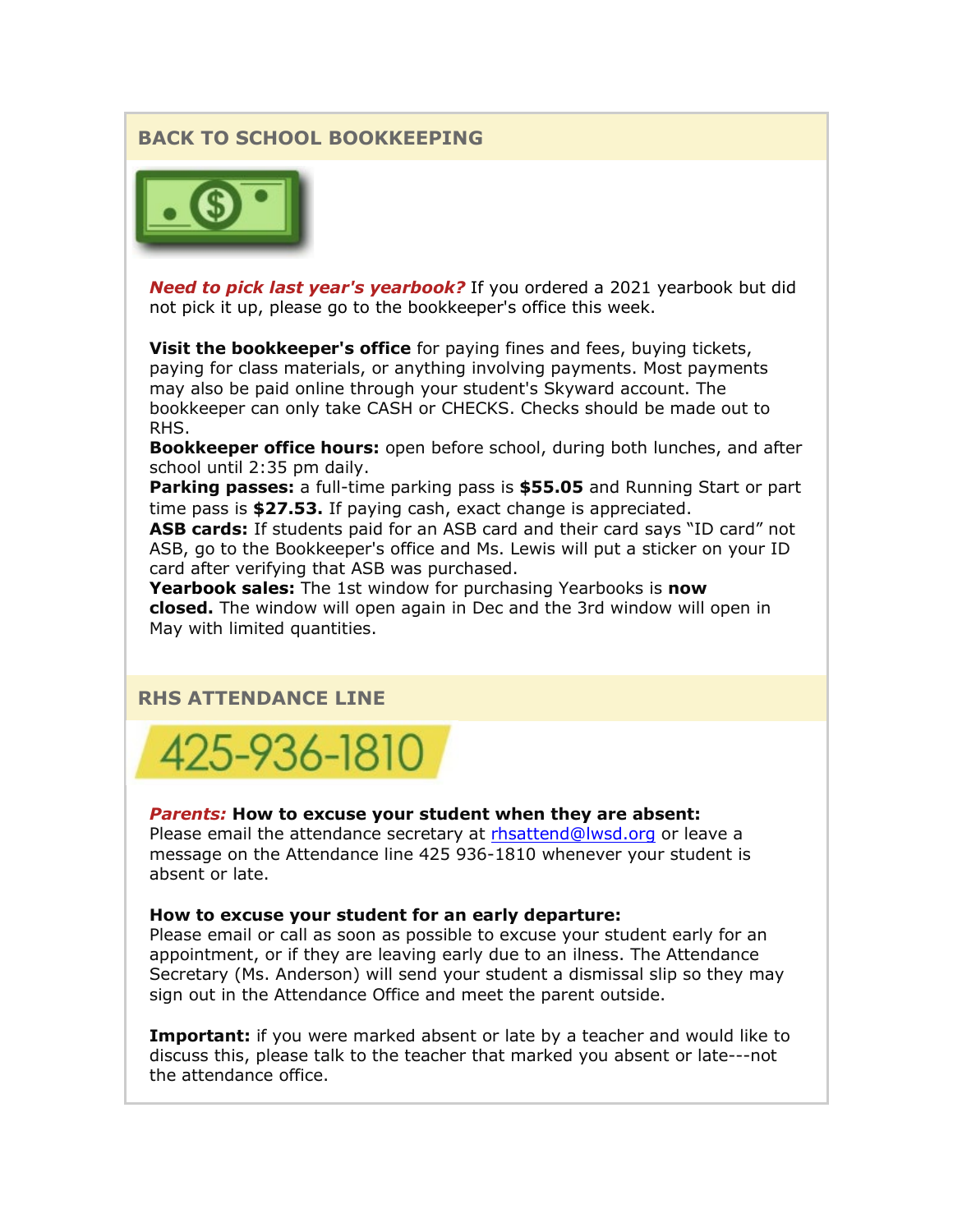## BACK TO SCHOOL BOOKKEEPING

***Need to pick last year's yearbook?*** If you ordered a 2021 yearbook but did not pick it up, please go to the bookkeeper's office this week.

**Visit the bookkeeper's office** for paying fines and fees, buying tickets, paying for class materials, or anything involving payments. Most payments may also be paid online through your student's Skyward account. The bookkeeper can only take CASH or CHECKS. Checks should be made out to RHS.
**Bookkeeper office hours:** open before school, during both lunches, and after school until 2:35 pm daily.
**Parking passes:** a full-time parking pass is **$55.05** and Running Start or part time pass is **$27.53.** If paying cash, exact change is appreciated.
**ASB cards:** If students paid for an ASB card and their card says "ID card" not ASB, go to the Bookkeeper's office and Ms. Lewis will put a sticker on your ID card after verifying that ASB was purchased.
**Yearbook sales:** The 1st window for purchasing Yearbooks is **now closed.** The window will open again in Dec and the 3rd window will open in May with limited quantities.

## RHS ATTENDANCE LINE

425-936-1810

***Parents:*** **How to excuse your student when they are absent:**
Please email the attendance secretary at rhsattend@lwsd.org or leave a message on the Attendance line 425 936-1810 whenever your student is absent or late.

**How to excuse your student for an early departure:**
Please email or call as soon as possible to excuse your student early for an appointment, or if they are leaving early due to an ilness. The Attendance Secretary (Ms. Anderson) will send your student a dismissal slip so they may sign out in the Attendance Office and meet the parent outside.

**Important:** if you were marked absent or late by a teacher and would like to discuss this, please talk to the teacher that marked you absent or late---not the attendance office.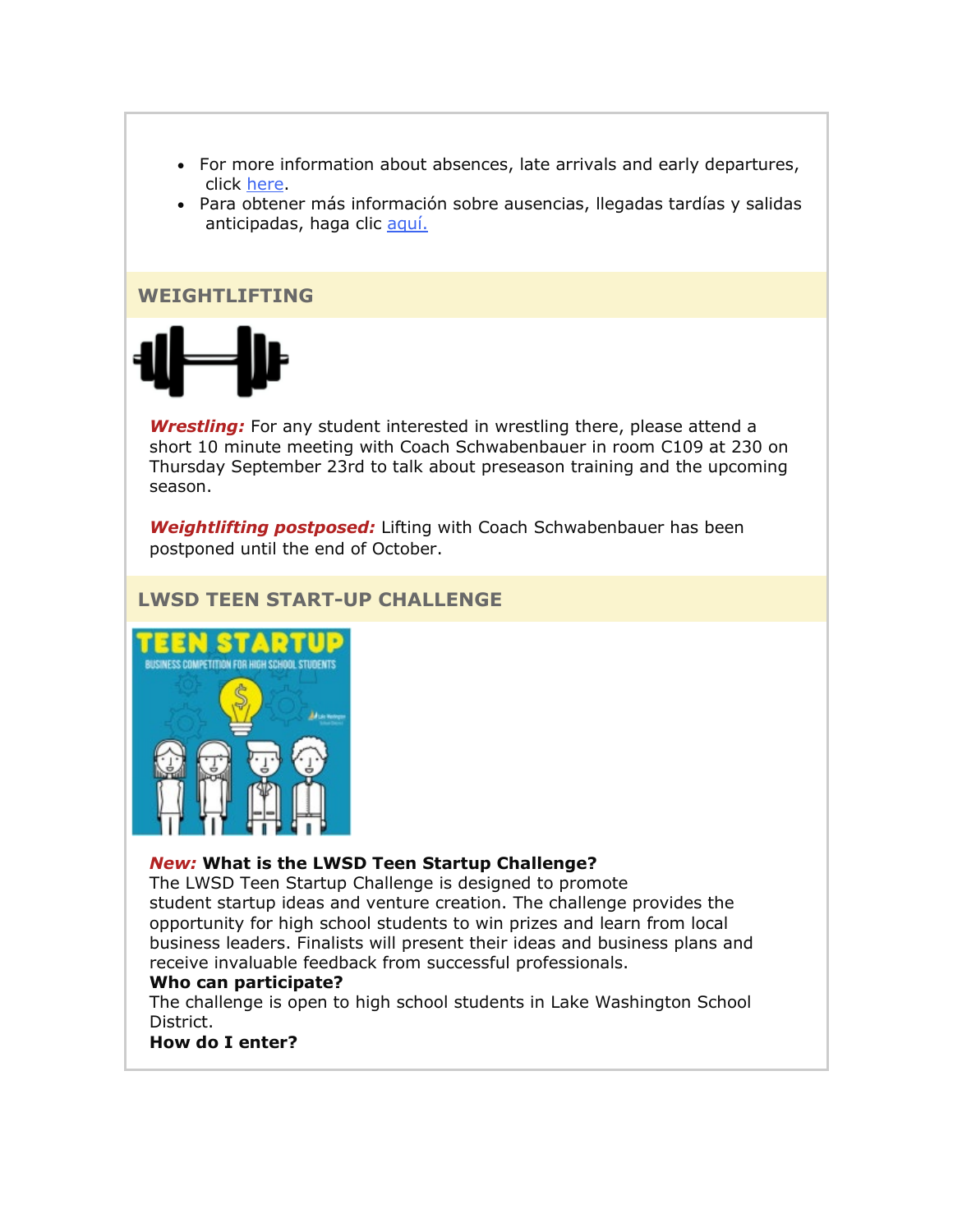- For more information about absences, late arrivals and early departures, click [here](#).
- Para obtener más información sobre ausencias, llegadas tardías y salidas anticipadas, haga clic [aquí.](#)

## WEIGHTLIFTING

***Wrestling:*** For any student interested in wrestling there, please attend a short 10 minute meeting with Coach Schwabenbauer in room C109 at 230 on Thursday September 23rd to talk about preseason training and the upcoming season.

***Weightlifting postposed:*** Lifting with Coach Schwabenbauer has been postponed until the end of October.

## LWSD TEEN START-UP CHALLENGE

***New:*** **What is the LWSD Teen Startup Challenge?**
The LWSD Teen Startup Challenge is designed to promote student startup ideas and venture creation. The challenge provides the opportunity for high school students to win prizes and learn from local business leaders. Finalists will present their ideas and business plans and receive invaluable feedback from successful professionals.
**Who can participate?**
The challenge is open to high school students in Lake Washington School District.
**How do I enter?**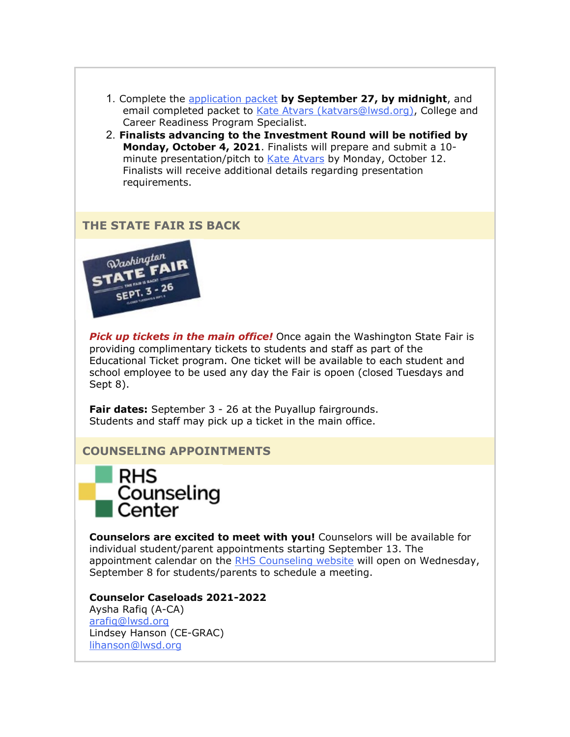1. Complete the application packet **by September 27, by midnight**, and email completed packet to Kate Atvars (katvars@lwsd.org), College and Career Readiness Program Specialist.
2. **Finalists advancing to the Investment Round will be notified by Monday, October 4, 2021**. Finalists will prepare and submit a 10-minute presentation/pitch to Kate Atvars by Monday, October 12. Finalists will receive additional details regarding presentation requirements.

## THE STATE FAIR IS BACK

***Pick up tickets in the main office!*** Once again the Washington State Fair is providing complimentary tickets to students and staff as part of the Educational Ticket program. One ticket will be available to each student and school employee to be used any day the Fair is opoen (closed Tuesdays and Sept 8).

**Fair dates:** September 3 - 26 at the Puyallup fairgrounds.
Students and staff may pick up a ticket in the main office.

## COUNSELING APPOINTMENTS

**Counselors are excited to meet with you!** Counselors will be available for individual student/parent appointments starting September 13. The appointment calendar on the RHS Counseling website will open on Wednesday, September 8 for students/parents to schedule a meeting.

**Counselor Caseloads 2021-2022**
Aysha Rafiq (A-CA)
arafiq@lwsd.org
Lindsey Hanson (CE-GRAC)
lihanson@lwsd.org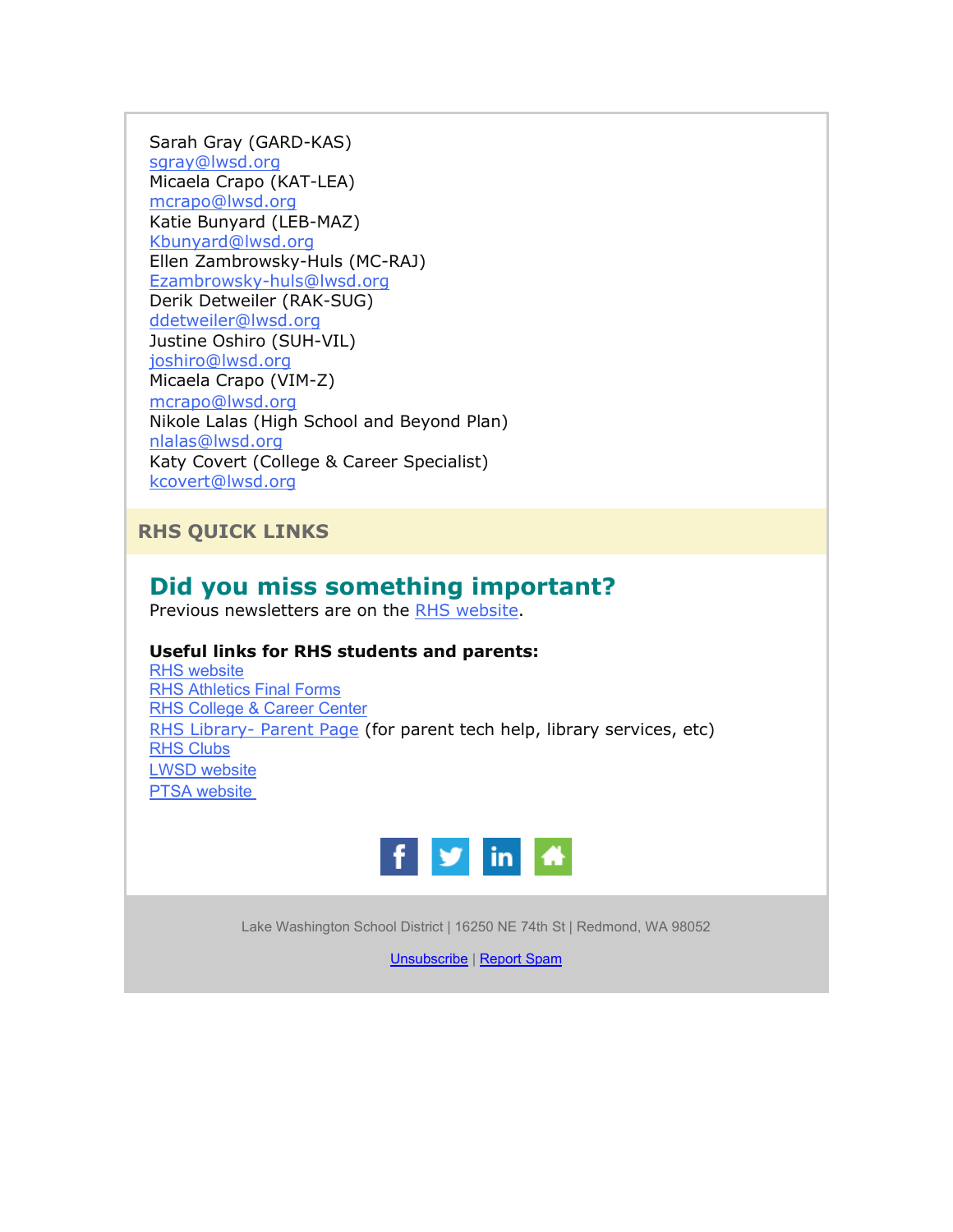Sarah Gray (GARD-KAS)
sgray@lwsd.org
Micaela Crapo (KAT-LEA)
mcrapo@lwsd.org
Katie Bunyard (LEB-MAZ)
Kbunyard@lwsd.org
Ellen Zambrowsky-Huls (MC-RAJ)
Ezambrowsky-huls@lwsd.org
Derik Detweiler (RAK-SUG)
ddetweiler@lwsd.org
Justine Oshiro (SUH-VIL)
joshiro@lwsd.org
Micaela Crapo (VIM-Z)
mcrapo@lwsd.org
Nikole Lalas (High School and Beyond Plan)
nlalas@lwsd.org
Katy Covert (College & Career Specialist)
kcovert@lwsd.org

## RHS QUICK LINKS

## Did you miss something important?

Previous newsletters are on the RHS website.

**Useful links for RHS students and parents:**
RHS website
RHS Athletics Final Forms
RHS College & Career Center
RHS Library- Parent Page (for parent tech help, library services, etc)
RHS Clubs
LWSD website
PTSA website

Lake Washington School District | 16250 NE 74th St | Redmond, WA 98052

Unsubscribe | Report Spam